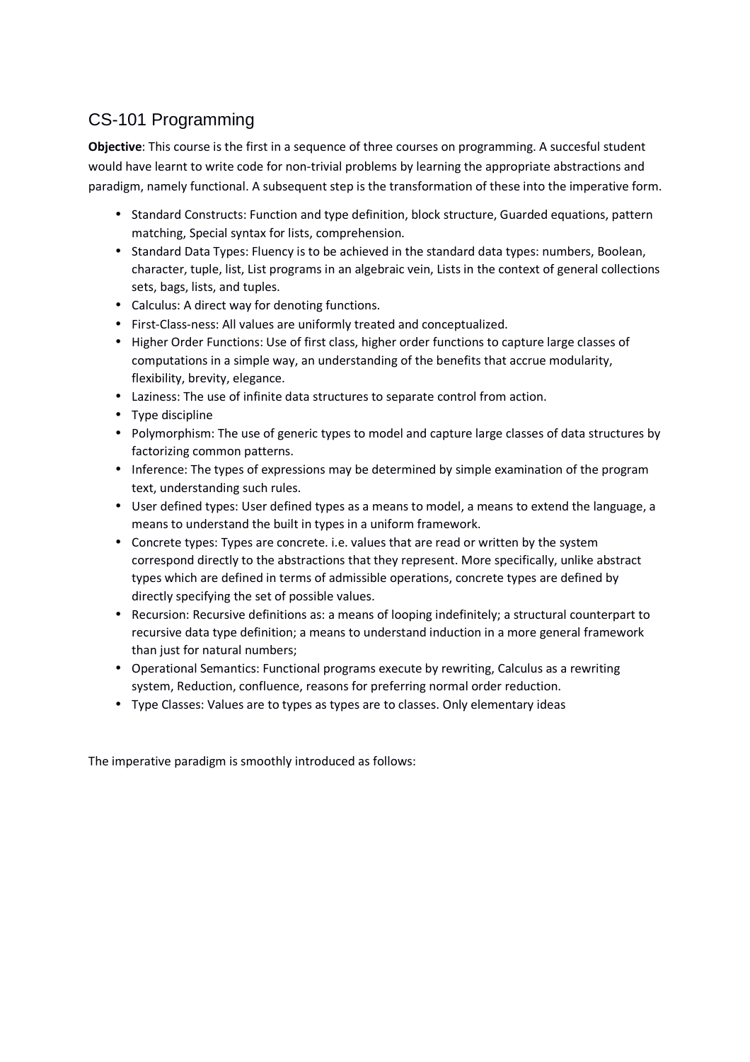# CS-101 Programming

**Objective**: This course is the first in a sequence of three courses on programming. A succesful student would have learnt to write code for non-trivial problems by learning the appropriate abstractions and paradigm, namely functional. A subsequent step is the transformation of these into the imperative form.

- Standard Constructs: Function and type definition, block structure, Guarded equations, pattern matching, Special syntax for lists, comprehension.
- Standard Data Types: Fluency is to be achieved in the standard data types: numbers, Boolean, character, tuple, list, List programs in an algebraic vein, Lists in the context of general collections sets, bags, lists, and tuples.
- Calculus: A direct way for denoting functions.
- First-Class-ness: All values are uniformly treated and conceptualized.
- Higher Order Functions: Use of first class, higher order functions to capture large classes of computations in a simple way, an understanding of the benefits that accrue modularity, flexibility, brevity, elegance.
- Laziness: The use of infinite data structures to separate control from action.
- Type discipline
- Polymorphism: The use of generic types to model and capture large classes of data structures by factorizing common patterns.
- Inference: The types of expressions may be determined by simple examination of the program text, understanding such rules.
- User defined types: User defined types as a means to model, a means to extend the language, a means to understand the built in types in a uniform framework.
- Concrete types: Types are concrete. i.e. values that are read or written by the system correspond directly to the abstractions that they represent. More specifically, unlike abstract types which are defined in terms of admissible operations, concrete types are defined by directly specifying the set of possible values.
- Recursion: Recursive definitions as: a means of looping indefinitely; a structural counterpart to recursive data type definition; a means to understand induction in a more general framework than just for natural numbers;
- Operational Semantics: Functional programs execute by rewriting, Calculus as a rewriting system, Reduction, confluence, reasons for preferring normal order reduction.
- Type Classes: Values are to types as types are to classes. Only elementary ideas

The imperative paradigm is smoothly introduced as follows: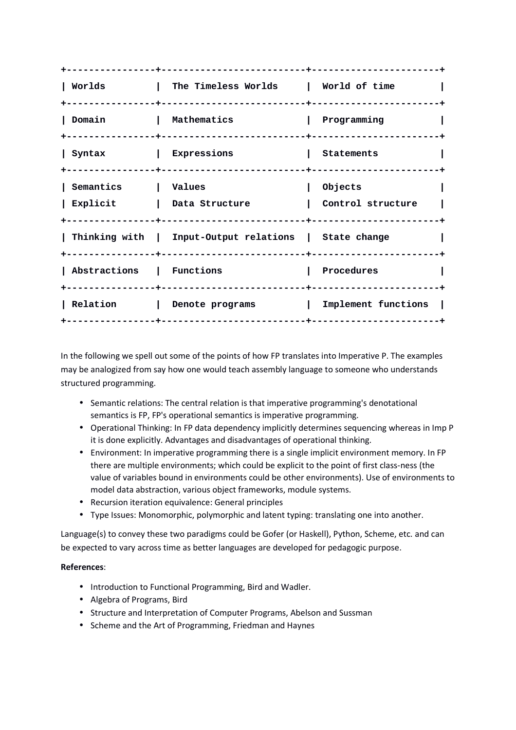| Worlds | The Timeless Worlds | World of time |
|---|---|---|
| Domain | Mathematics | Programming |
| Syntax | Expressions | Statements |
| Semantics<br>Explicit | Values<br>Data Structure | Objects<br>Control structure |
| Thinking with | Input-Output relations | State change |
| Abstractions | Functions | Procedures |
| Relation | Denote programs | Implement functions |

In the following we spell out some of the points of how FP translates into Imperative P. The examples may be analogized from say how one would teach assembly language to someone who understands structured programming.

- Semantic relations: The central relation is that imperative programming's denotational semantics is FP, FP's operational semantics is imperative programming.
- Operational Thinking: In FP data dependency implicitly determines sequencing whereas in Imp P it is done explicitly. Advantages and disadvantages of operational thinking.
- Environment: In imperative programming there is a single implicit environment memory. In FP there are multiple environments; which could be explicit to the point of first class-ness (the value of variables bound in environments could be other environments). Use of environments to model data abstraction, various object frameworks, module systems.
- Recursion iteration equivalence: General principles
- Type Issues: Monomorphic, polymorphic and latent typing: translating one into another.

Language(s) to convey these two paradigms could be Gofer (or Haskell), Python, Scheme, etc. and can be expected to vary across time as better languages are developed for pedagogic purpose.

**References**:

- Introduction to Functional Programming, Bird and Wadler.
- Algebra of Programs, Bird
- Structure and Interpretation of Computer Programs, Abelson and Sussman
- Scheme and the Art of Programming, Friedman and Haynes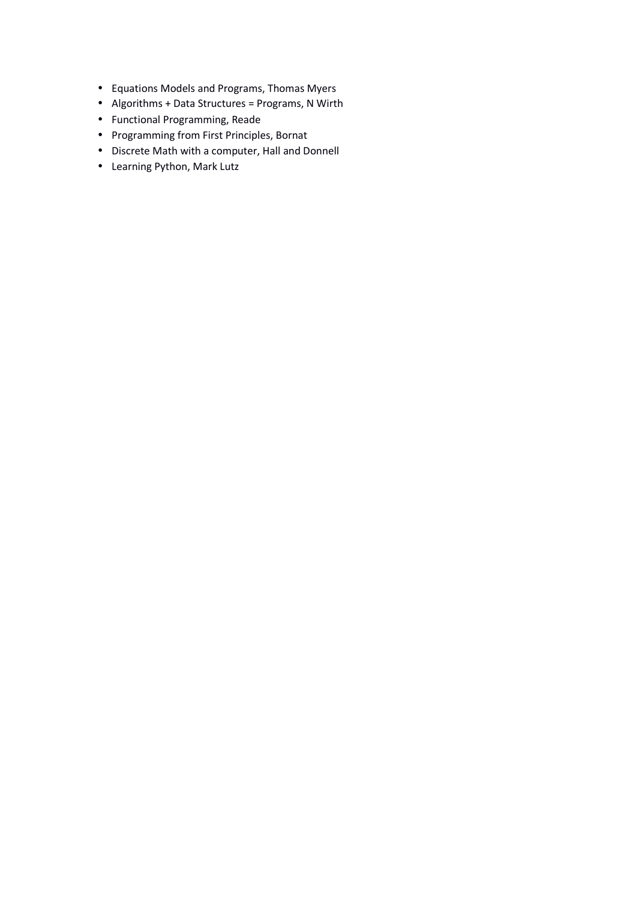- Equations Models and Programs, Thomas Myers
- Algorithms + Data Structures = Programs, N Wirth
- Functional Programming, Reade
- Programming from First Principles, Bornat
- Discrete Math with a computer, Hall and Donnell
- Learning Python, Mark Lutz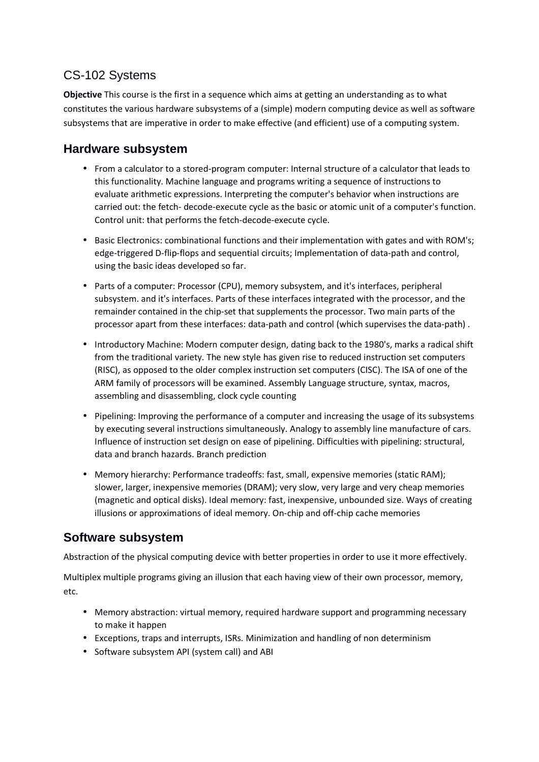# CS-102 Systems

**Objective** This course is the first in a sequence which aims at getting an understanding as to what constitutes the various hardware subsystems of a (simple) modern computing device as well as software subsystems that are imperative in order to make effective (and efficient) use of a computing system.

## Hardware subsystem

- From a calculator to a stored-program computer: Internal structure of a calculator that leads to this functionality. Machine language and programs writing a sequence of instructions to evaluate arithmetic expressions. Interpreting the computer's behavior when instructions are carried out: the fetch- decode-execute cycle as the basic or atomic unit of a computer's function. Control unit: that performs the fetch-decode-execute cycle.

- Basic Electronics: combinational functions and their implementation with gates and with ROM's; edge-triggered D-flip-flops and sequential circuits; Implementation of data-path and control, using the basic ideas developed so far.

- Parts of a computer: Processor (CPU), memory subsystem, and it's interfaces, peripheral subsystem. and it's interfaces. Parts of these interfaces integrated with the processor, and the remainder contained in the chip-set that supplements the processor. Two main parts of the processor apart from these interfaces: data-path and control (which supervises the data-path) .

- Introductory Machine: Modern computer design, dating back to the 1980's, marks a radical shift from the traditional variety. The new style has given rise to reduced instruction set computers (RISC), as opposed to the older complex instruction set computers (CISC). The ISA of one of the ARM family of processors will be examined. Assembly Language structure, syntax, macros, assembling and disassembling, clock cycle counting

- Pipelining: Improving the performance of a computer and increasing the usage of its subsystems by executing several instructions simultaneously. Analogy to assembly line manufacture of cars. Influence of instruction set design on ease of pipelining. Difficulties with pipelining: structural, data and branch hazards. Branch prediction

- Memory hierarchy: Performance tradeoffs: fast, small, expensive memories (static RAM); slower, larger, inexpensive memories (DRAM); very slow, very large and very cheap memories (magnetic and optical disks). Ideal memory: fast, inexpensive, unbounded size. Ways of creating illusions or approximations of ideal memory. On-chip and off-chip cache memories

## Software subsystem

Abstraction of the physical computing device with better properties in order to use it more effectively.

Multiplex multiple programs giving an illusion that each having view of their own processor, memory, etc.

- Memory abstraction: virtual memory, required hardware support and programming necessary to make it happen
- Exceptions, traps and interrupts, ISRs. Minimization and handling of non determinism
- Software subsystem API (system call) and ABI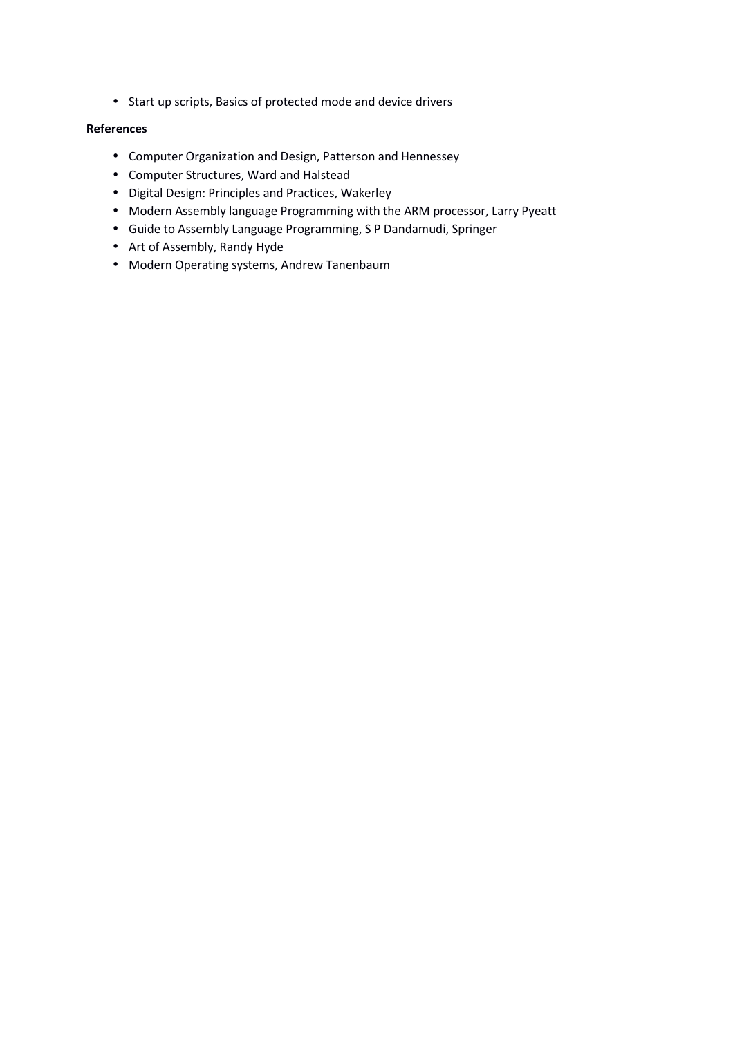- Start up scripts, Basics of protected mode and device drivers

**References**

- Computer Organization and Design, Patterson and Hennessey
- Computer Structures, Ward and Halstead
- Digital Design: Principles and Practices, Wakerley
- Modern Assembly language Programming with the ARM processor, Larry Pyeatt
- Guide to Assembly Language Programming, S P Dandamudi, Springer
- Art of Assembly, Randy Hyde
- Modern Operating systems, Andrew Tanenbaum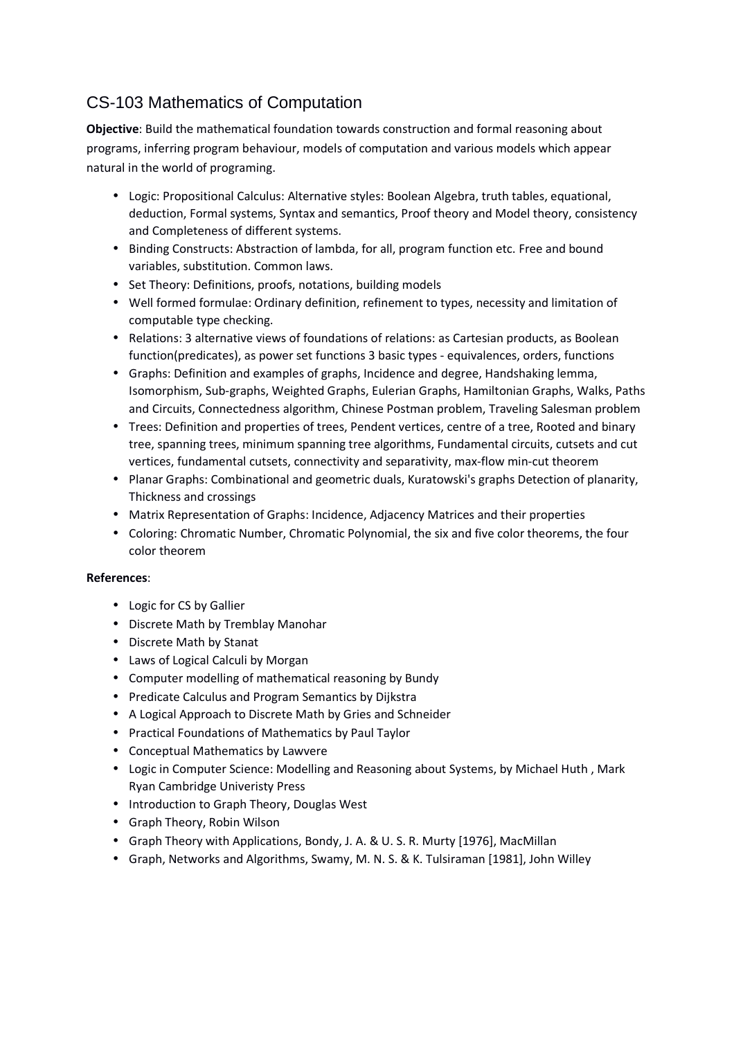# CS-103 Mathematics of Computation

**Objective**: Build the mathematical foundation towards construction and formal reasoning about programs, inferring program behaviour, models of computation and various models which appear natural in the world of programing.

- Logic: Propositional Calculus: Alternative styles: Boolean Algebra, truth tables, equational, deduction, Formal systems, Syntax and semantics, Proof theory and Model theory, consistency and Completeness of different systems.
- Binding Constructs: Abstraction of lambda, for all, program function etc. Free and bound variables, substitution. Common laws.
- Set Theory: Definitions, proofs, notations, building models
- Well formed formulae: Ordinary definition, refinement to types, necessity and limitation of computable type checking.
- Relations: 3 alternative views of foundations of relations: as Cartesian products, as Boolean function(predicates), as power set functions 3 basic types - equivalences, orders, functions
- Graphs: Definition and examples of graphs, Incidence and degree, Handshaking lemma, Isomorphism, Sub-graphs, Weighted Graphs, Eulerian Graphs, Hamiltonian Graphs, Walks, Paths and Circuits, Connectedness algorithm, Chinese Postman problem, Traveling Salesman problem
- Trees: Definition and properties of trees, Pendent vertices, centre of a tree, Rooted and binary tree, spanning trees, minimum spanning tree algorithms, Fundamental circuits, cutsets and cut vertices, fundamental cutsets, connectivity and separativity, max-flow min-cut theorem
- Planar Graphs: Combinational and geometric duals, Kuratowski's graphs Detection of planarity, Thickness and crossings
- Matrix Representation of Graphs: Incidence, Adjacency Matrices and their properties
- Coloring: Chromatic Number, Chromatic Polynomial, the six and five color theorems, the four color theorem

**References**:

- Logic for CS by Gallier
- Discrete Math by Tremblay Manohar
- Discrete Math by Stanat
- Laws of Logical Calculi by Morgan
- Computer modelling of mathematical reasoning by Bundy
- Predicate Calculus and Program Semantics by Dijkstra
- A Logical Approach to Discrete Math by Gries and Schneider
- Practical Foundations of Mathematics by Paul Taylor
- Conceptual Mathematics by Lawvere
- Logic in Computer Science: Modelling and Reasoning about Systems, by Michael Huth , Mark Ryan Cambridge Univeristy Press
- Introduction to Graph Theory, Douglas West
- Graph Theory, Robin Wilson
- Graph Theory with Applications, Bondy, J. A. & U. S. R. Murty [1976], MacMillan
- Graph, Networks and Algorithms, Swamy, M. N. S. & K. Tulsiraman [1981], John Willey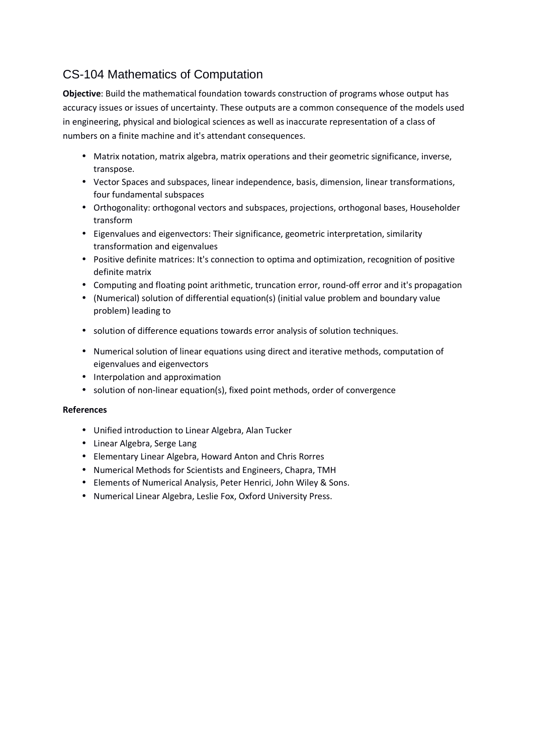## CS-104 Mathematics of Computation

**Objective**: Build the mathematical foundation towards construction of programs whose output has accuracy issues or issues of uncertainty. These outputs are a common consequence of the models used in engineering, physical and biological sciences as well as inaccurate representation of a class of numbers on a finite machine and it's attendant consequences.

- Matrix notation, matrix algebra, matrix operations and their geometric significance, inverse, transpose.
- Vector Spaces and subspaces, linear independence, basis, dimension, linear transformations, four fundamental subspaces
- Orthogonality: orthogonal vectors and subspaces, projections, orthogonal bases, Householder transform
- Eigenvalues and eigenvectors: Their significance, geometric interpretation, similarity transformation and eigenvalues
- Positive definite matrices: It's connection to optima and optimization, recognition of positive definite matrix
- Computing and floating point arithmetic, truncation error, round-off error and it's propagation
- (Numerical) solution of differential equation(s) (initial value problem and boundary value problem) leading to
- solution of difference equations towards error analysis of solution techniques.
- Numerical solution of linear equations using direct and iterative methods, computation of eigenvalues and eigenvectors
- Interpolation and approximation
- solution of non-linear equation(s), fixed point methods, order of convergence

**References**

- Unified introduction to Linear Algebra, Alan Tucker
- Linear Algebra, Serge Lang
- Elementary Linear Algebra, Howard Anton and Chris Rorres
- Numerical Methods for Scientists and Engineers, Chapra, TMH
- Elements of Numerical Analysis, Peter Henrici, John Wiley & Sons.
- Numerical Linear Algebra, Leslie Fox, Oxford University Press.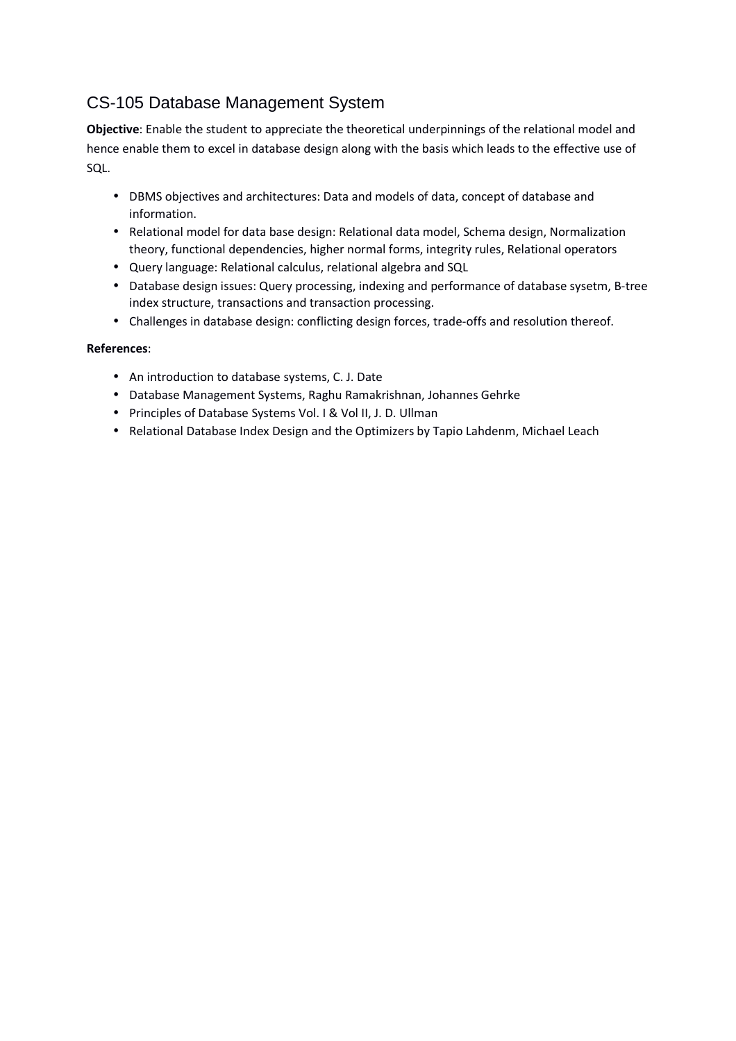## CS-105 Database Management System

**Objective**: Enable the student to appreciate the theoretical underpinnings of the relational model and hence enable them to excel in database design along with the basis which leads to the effective use of SQL.

- DBMS objectives and architectures: Data and models of data, concept of database and information.
- Relational model for data base design: Relational data model, Schema design, Normalization theory, functional dependencies, higher normal forms, integrity rules, Relational operators
- Query language: Relational calculus, relational algebra and SQL
- Database design issues: Query processing, indexing and performance of database sysetm, B-tree index structure, transactions and transaction processing.
- Challenges in database design: conflicting design forces, trade-offs and resolution thereof.

**References**:

- An introduction to database systems, C. J. Date
- Database Management Systems, Raghu Ramakrishnan, Johannes Gehrke
- Principles of Database Systems Vol. I & Vol II, J. D. Ullman
- Relational Database Index Design and the Optimizers by Tapio Lahdenm, Michael Leach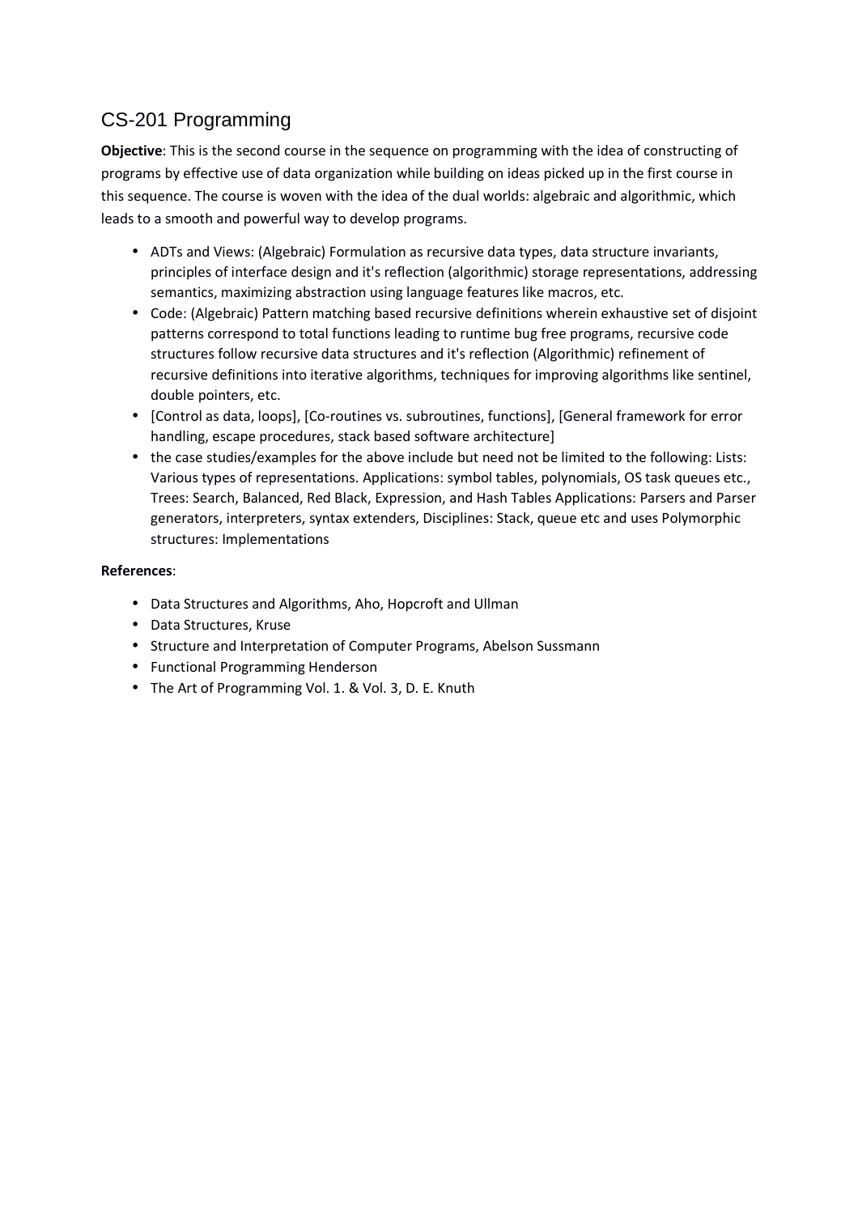# CS-201 Programming

**Objective**: This is the second course in the sequence on programming with the idea of constructing of programs by effective use of data organization while building on ideas picked up in the first course in this sequence. The course is woven with the idea of the dual worlds: algebraic and algorithmic, which leads to a smooth and powerful way to develop programs.

- ADTs and Views: (Algebraic) Formulation as recursive data types, data structure invariants, principles of interface design and it's reflection (algorithmic) storage representations, addressing semantics, maximizing abstraction using language features like macros, etc.
- Code: (Algebraic) Pattern matching based recursive definitions wherein exhaustive set of disjoint patterns correspond to total functions leading to runtime bug free programs, recursive code structures follow recursive data structures and it's reflection (Algorithmic) refinement of recursive definitions into iterative algorithms, techniques for improving algorithms like sentinel, double pointers, etc.
- [Control as data, loops], [Co-routines vs. subroutines, functions], [General framework for error handling, escape procedures, stack based software architecture]
- the case studies/examples for the above include but need not be limited to the following: Lists: Various types of representations. Applications: symbol tables, polynomials, OS task queues etc., Trees: Search, Balanced, Red Black, Expression, and Hash Tables Applications: Parsers and Parser generators, interpreters, syntax extenders, Disciplines: Stack, queue etc and uses Polymorphic structures: Implementations

**References**:

- Data Structures and Algorithms, Aho, Hopcroft and Ullman
- Data Structures, Kruse
- Structure and Interpretation of Computer Programs, Abelson Sussmann
- Functional Programming Henderson
- The Art of Programming Vol. 1. & Vol. 3, D. E. Knuth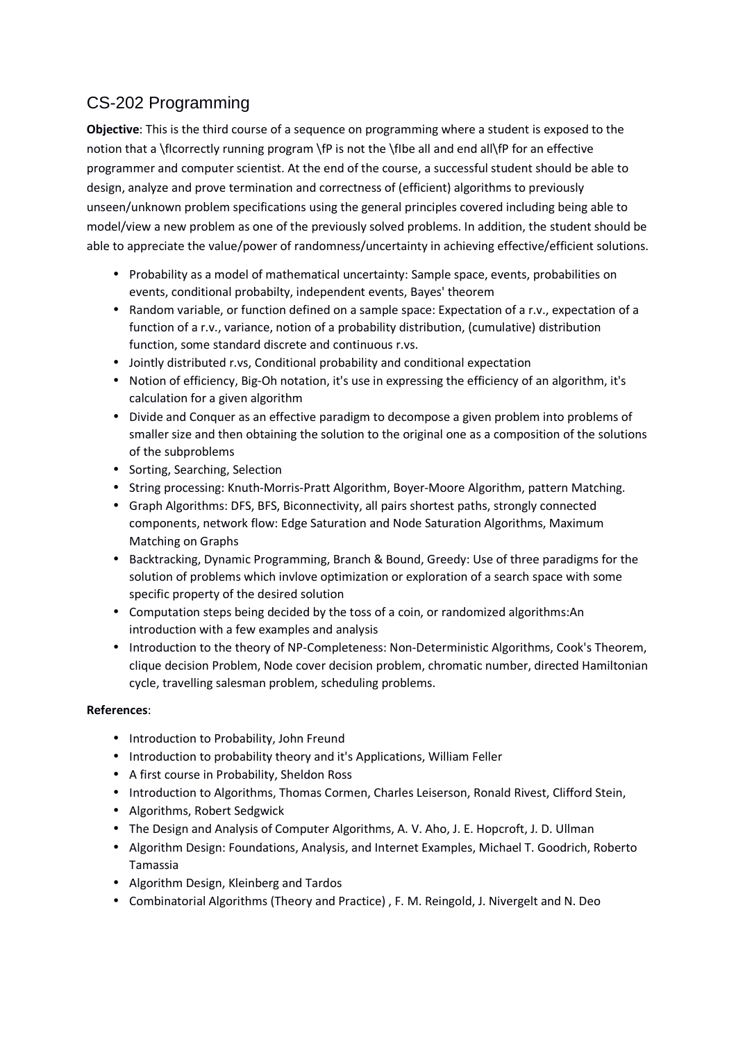## CS-202 Programming

**Objective**: This is the third course of a sequence on programming where a student is exposed to the notion that a \fIcorrectly running program \fP is not the \fIbe all and end all\fP for an effective programmer and computer scientist. At the end of the course, a successful student should be able to design, analyze and prove termination and correctness of (efficient) algorithms to previously unseen/unknown problem specifications using the general principles covered including being able to model/view a new problem as one of the previously solved problems. In addition, the student should be able to appreciate the value/power of randomness/uncertainty in achieving effective/efficient solutions.

- Probability as a model of mathematical uncertainty: Sample space, events, probabilities on events, conditional probabilty, independent events, Bayes' theorem
- Random variable, or function defined on a sample space: Expectation of a r.v., expectation of a function of a r.v., variance, notion of a probability distribution, (cumulative) distribution function, some standard discrete and continuous r.vs.
- Jointly distributed r.vs, Conditional probability and conditional expectation
- Notion of efficiency, Big-Oh notation, it's use in expressing the efficiency of an algorithm, it's calculation for a given algorithm
- Divide and Conquer as an effective paradigm to decompose a given problem into problems of smaller size and then obtaining the solution to the original one as a composition of the solutions of the subproblems
- Sorting, Searching, Selection
- String processing: Knuth-Morris-Pratt Algorithm, Boyer-Moore Algorithm, pattern Matching.
- Graph Algorithms: DFS, BFS, Biconnectivity, all pairs shortest paths, strongly connected components, network flow: Edge Saturation and Node Saturation Algorithms, Maximum Matching on Graphs
- Backtracking, Dynamic Programming, Branch & Bound, Greedy: Use of three paradigms for the solution of problems which invlove optimization or exploration of a search space with some specific property of the desired solution
- Computation steps being decided by the toss of a coin, or randomized algorithms:An introduction with a few examples and analysis
- Introduction to the theory of NP-Completeness: Non-Deterministic Algorithms, Cook's Theorem, clique decision Problem, Node cover decision problem, chromatic number, directed Hamiltonian cycle, travelling salesman problem, scheduling problems.

**References**:

- Introduction to Probability, John Freund
- Introduction to probability theory and it's Applications, William Feller
- A first course in Probability, Sheldon Ross
- Introduction to Algorithms, Thomas Cormen, Charles Leiserson, Ronald Rivest, Clifford Stein,
- Algorithms, Robert Sedgwick
- The Design and Analysis of Computer Algorithms, A. V. Aho, J. E. Hopcroft, J. D. Ullman
- Algorithm Design: Foundations, Analysis, and Internet Examples, Michael T. Goodrich, Roberto Tamassia
- Algorithm Design, Kleinberg and Tardos
- Combinatorial Algorithms (Theory and Practice) , F. M. Reingold, J. Nivergelt and N. Deo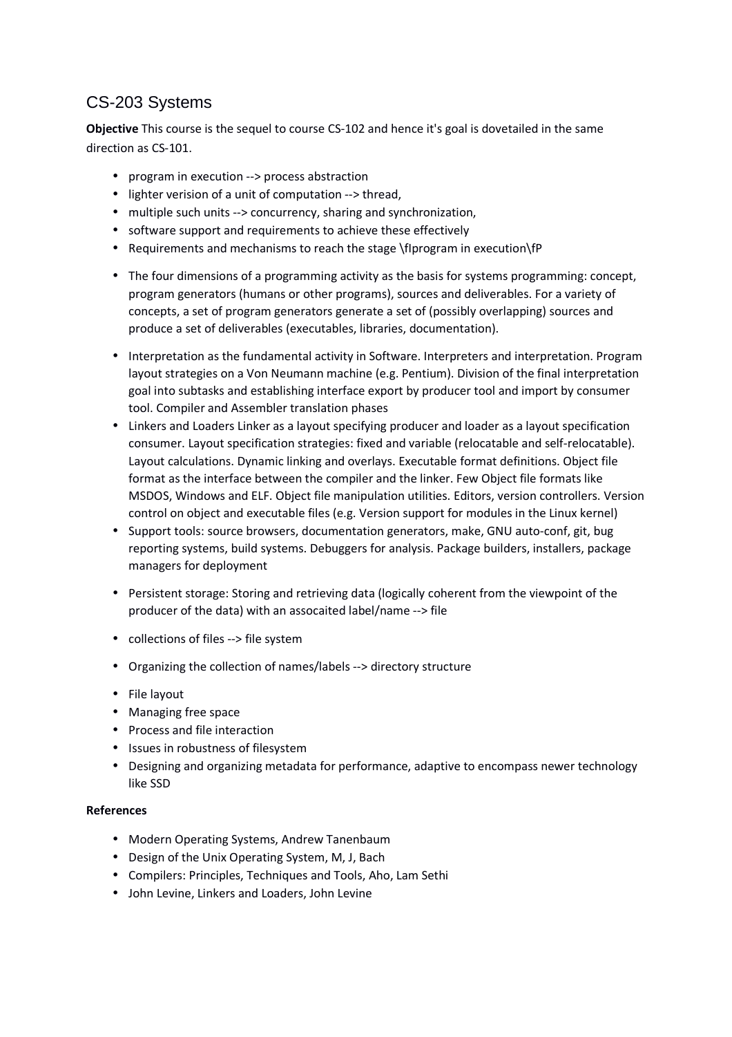## CS-203 Systems

**Objective** This course is the sequel to course CS-102 and hence it's goal is dovetailed in the same direction as CS-101.

- program in execution --> process abstraction
- lighter verision of a unit of computation --> thread,
- multiple such units --> concurrency, sharing and synchronization,
- software support and requirements to achieve these effectively
- Requirements and mechanisms to reach the stage \fIprogram in execution\fP

- The four dimensions of a programming activity as the basis for systems programming: concept, program generators (humans or other programs), sources and deliverables. For a variety of concepts, a set of program generators generate a set of (possibly overlapping) sources and produce a set of deliverables (executables, libraries, documentation).

- Interpretation as the fundamental activity in Software. Interpreters and interpretation. Program layout strategies on a Von Neumann machine (e.g. Pentium). Division of the final interpretation goal into subtasks and establishing interface export by producer tool and import by consumer tool. Compiler and Assembler translation phases
- Linkers and Loaders Linker as a layout specifying producer and loader as a layout specification consumer. Layout specification strategies: fixed and variable (relocatable and self-relocatable). Layout calculations. Dynamic linking and overlays. Executable format definitions. Object file format as the interface between the compiler and the linker. Few Object file formats like MSDOS, Windows and ELF. Object file manipulation utilities. Editors, version controllers. Version control on object and executable files (e.g. Version support for modules in the Linux kernel)
- Support tools: source browsers, documentation generators, make, GNU auto-conf, git, bug reporting systems, build systems. Debuggers for analysis. Package builders, installers, package managers for deployment

- Persistent storage: Storing and retrieving data (logically coherent from the viewpoint of the producer of the data) with an assocaited label/name --> file

- collections of files --> file system

- Organizing the collection of names/labels --> directory structure

- File layout
- Managing free space
- Process and file interaction
- Issues in robustness of filesystem
- Designing and organizing metadata for performance, adaptive to encompass newer technology like SSD

**References**

- Modern Operating Systems, Andrew Tanenbaum
- Design of the Unix Operating System, M, J, Bach
- Compilers: Principles, Techniques and Tools, Aho, Lam Sethi
- John Levine, Linkers and Loaders, John Levine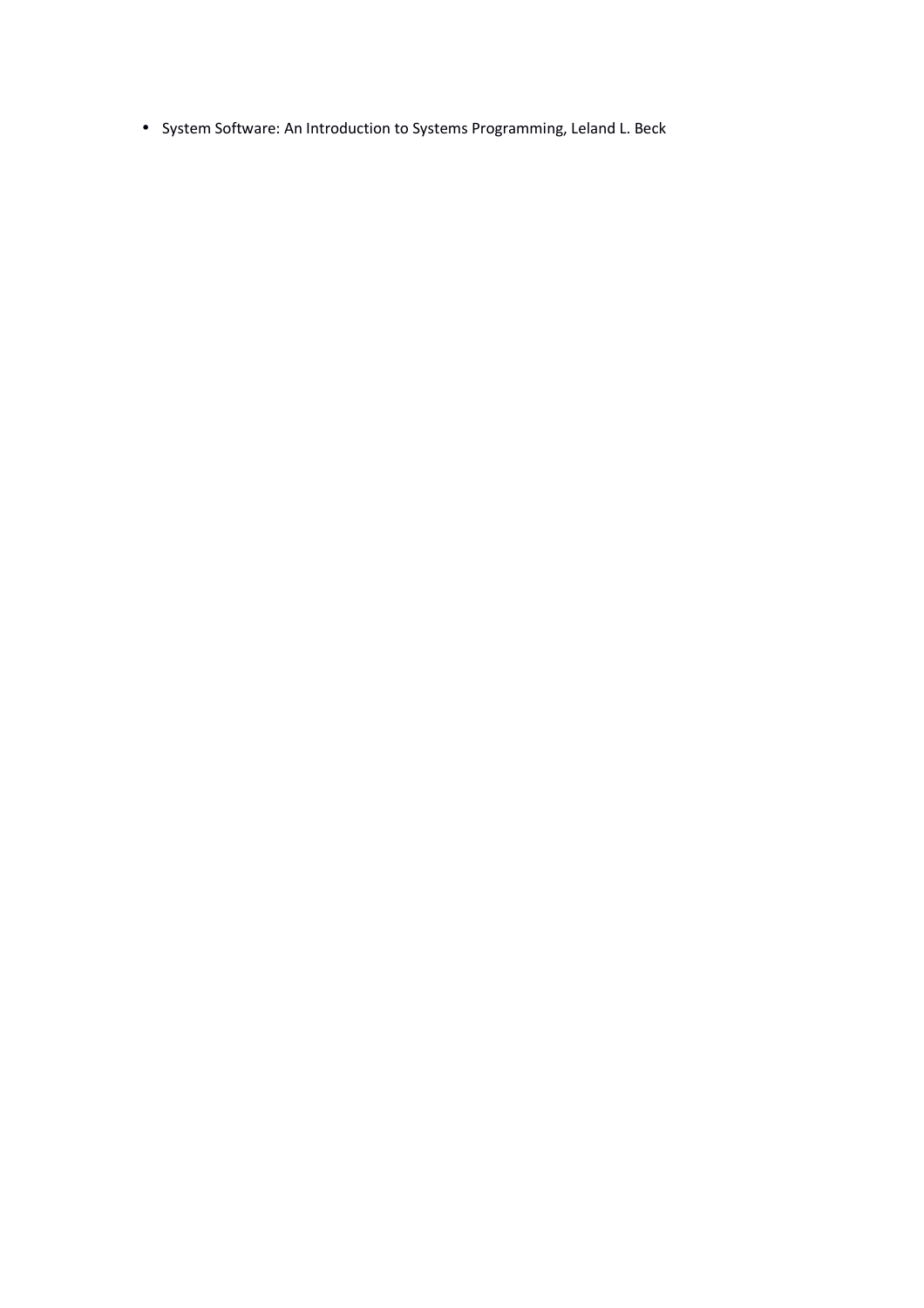- System Software: An Introduction to Systems Programming, Leland L. Beck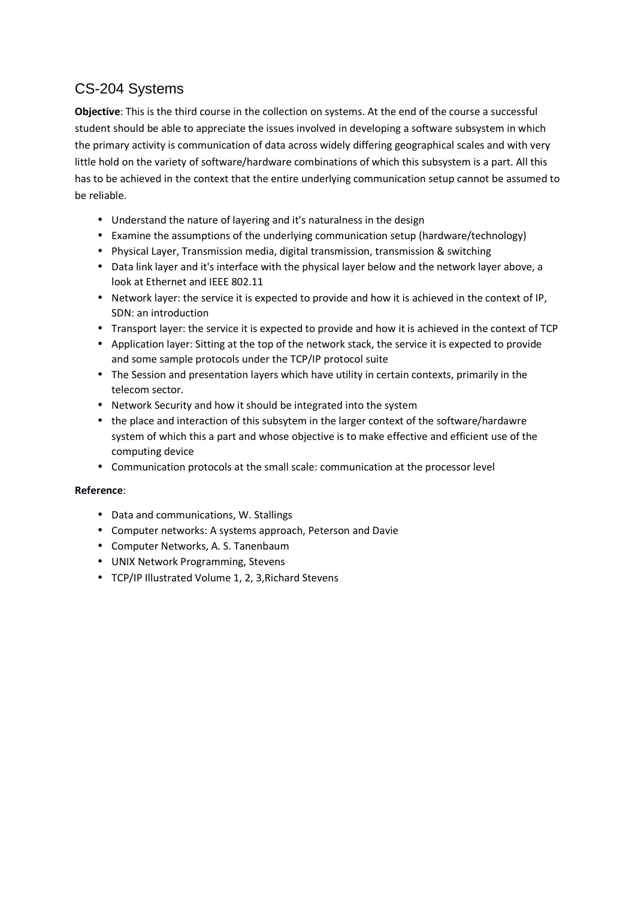## CS-204 Systems

**Objective**: This is the third course in the collection on systems. At the end of the course a successful student should be able to appreciate the issues involved in developing a software subsystem in which the primary activity is communication of data across widely differing geographical scales and with very little hold on the variety of software/hardware combinations of which this subsystem is a part. All this has to be achieved in the context that the entire underlying communication setup cannot be assumed to be reliable.

- Understand the nature of layering and it's naturalness in the design
- Examine the assumptions of the underlying communication setup (hardware/technology)
- Physical Layer, Transmission media, digital transmission, transmission & switching
- Data link layer and it's interface with the physical layer below and the network layer above, a look at Ethernet and IEEE 802.11
- Network layer: the service it is expected to provide and how it is achieved in the context of IP, SDN: an introduction
- Transport layer: the service it is expected to provide and how it is achieved in the context of TCP
- Application layer: Sitting at the top of the network stack, the service it is expected to provide and some sample protocols under the TCP/IP protocol suite
- The Session and presentation layers which have utility in certain contexts, primarily in the telecom sector.
- Network Security and how it should be integrated into the system
- the place and interaction of this subsytem in the larger context of the software/hardawre system of which this a part and whose objective is to make effective and efficient use of the computing device
- Communication protocols at the small scale: communication at the processor level

**Reference**:

- Data and communications, W. Stallings
- Computer networks: A systems approach, Peterson and Davie
- Computer Networks, A. S. Tanenbaum
- UNIX Network Programming, Stevens
- TCP/IP Illustrated Volume 1, 2, 3,Richard Stevens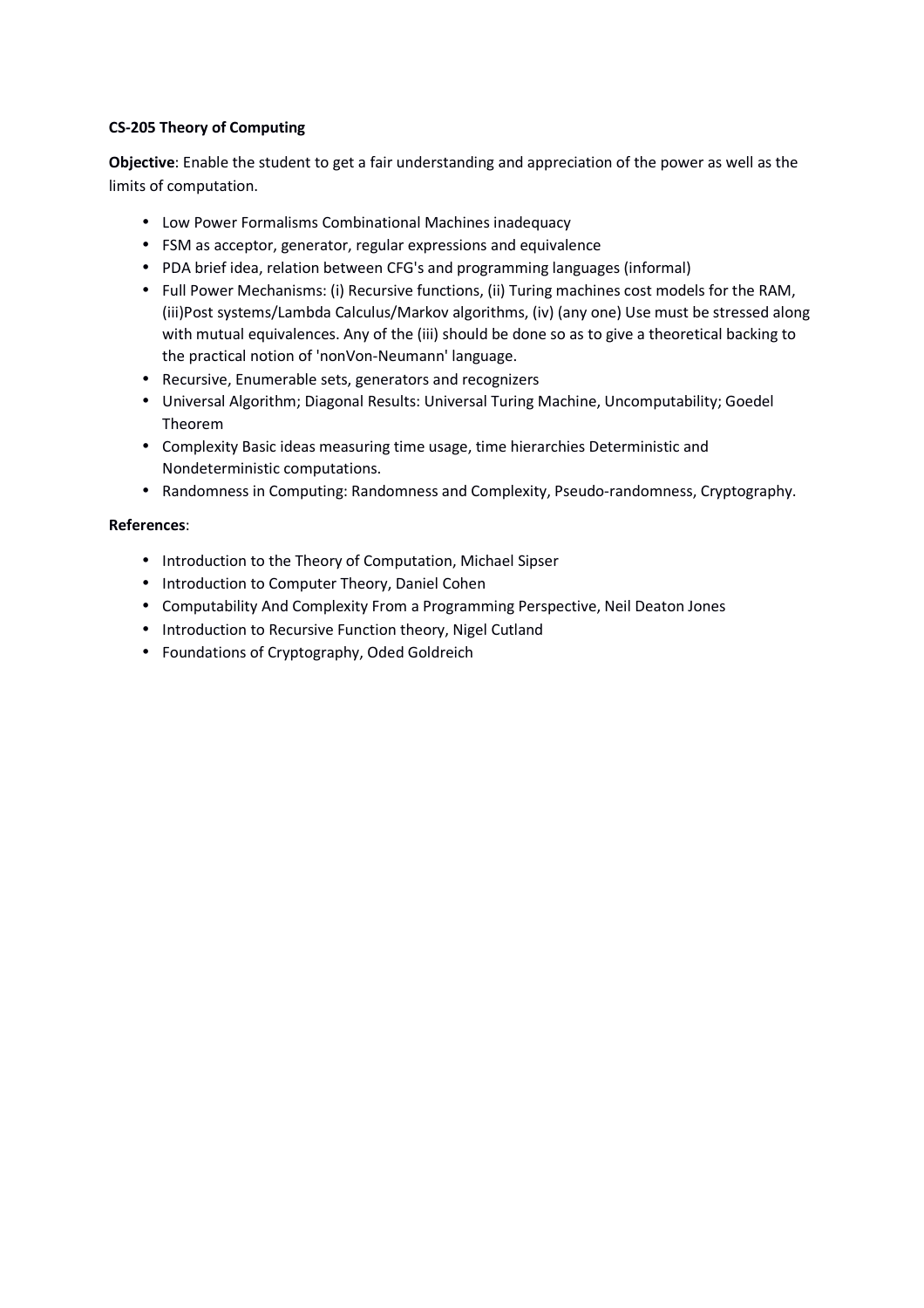**CS-205 Theory of Computing**

**Objective**: Enable the student to get a fair understanding and appreciation of the power as well as the limits of computation.

- Low Power Formalisms Combinational Machines inadequacy
- FSM as acceptor, generator, regular expressions and equivalence
- PDA brief idea, relation between CFG's and programming languages (informal)
- Full Power Mechanisms: (i) Recursive functions, (ii) Turing machines cost models for the RAM, (iii)Post systems/Lambda Calculus/Markov algorithms, (iv) (any one) Use must be stressed along with mutual equivalences. Any of the (iii) should be done so as to give a theoretical backing to the practical notion of 'nonVon-Neumann' language.
- Recursive, Enumerable sets, generators and recognizers
- Universal Algorithm; Diagonal Results: Universal Turing Machine, Uncomputability; Goedel Theorem
- Complexity Basic ideas measuring time usage, time hierarchies Deterministic and Nondeterministic computations.
- Randomness in Computing: Randomness and Complexity, Pseudo-randomness, Cryptography.

**References**:

- Introduction to the Theory of Computation, Michael Sipser
- Introduction to Computer Theory, Daniel Cohen
- Computability And Complexity From a Programming Perspective, Neil Deaton Jones
- Introduction to Recursive Function theory, Nigel Cutland
- Foundations of Cryptography, Oded Goldreich